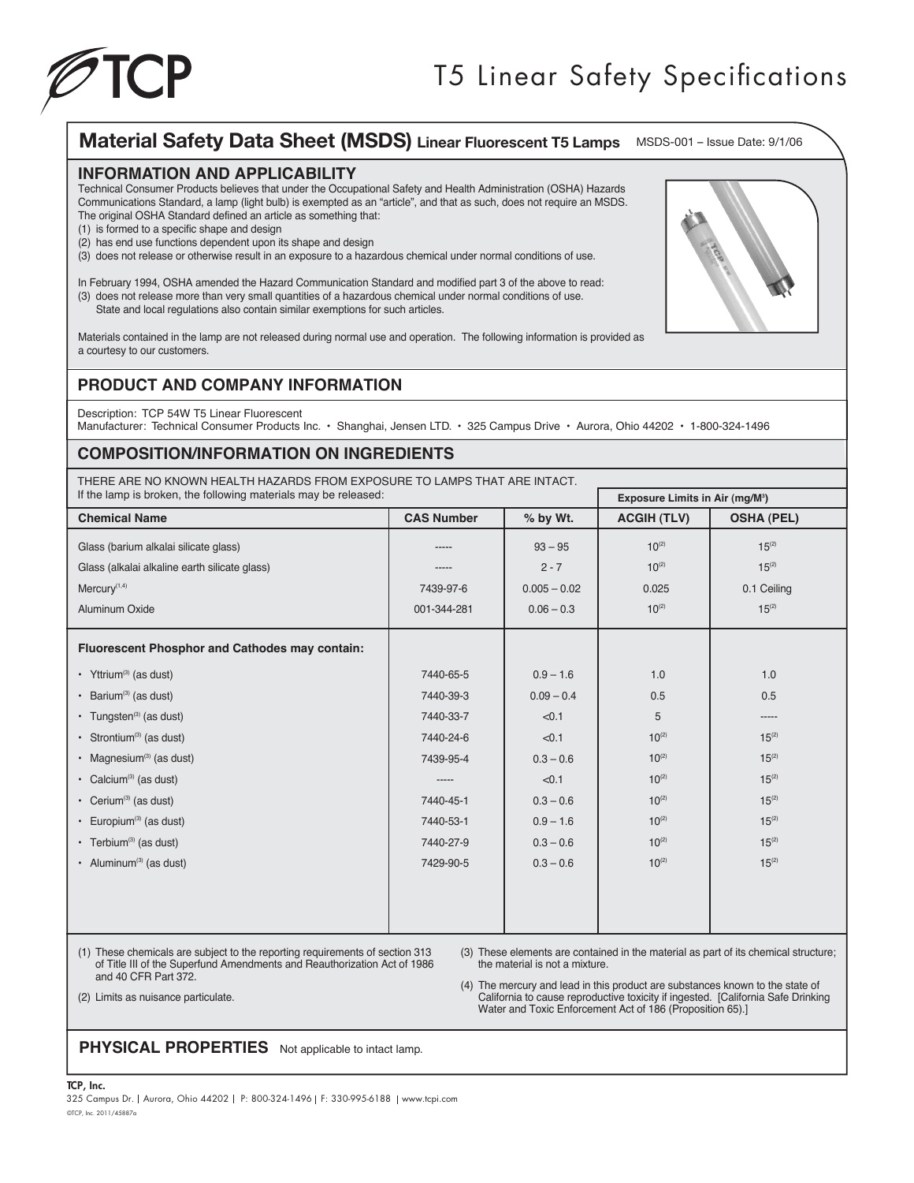# T5 Linear Safety Specifications

## Material Safety Data Sheet (MSDS) Linear Fluorescent T5 Lamps

MSDS-001 – Issue Date: 9/1/06

### INFORMATION AND APPLICABILITY

Technical Consumer Products believes that under the Occupational Safety and Health Administration (OSHA) Hazards Communications Standard, a lamp (light bulb) is exempted as an "article", and that as such, does not require an MSDS. The original OSHA Standard defined an article as something that:

(1) is formed to a specific shape and design
(2) has end use functions dependent upon its shape and design
(3) does not release or otherwise result in an exposure to a hazardous chemical under normal conditions of use.

In February 1994, OSHA amended the Hazard Communication Standard and modified part 3 of the above to read:

(3) does not release more than very small quantities of a hazardous chemical under normal conditions of use. State and local regulations also contain similar exemptions for such articles.

Materials contained in the lamp are not released during normal use and operation. The following information is provided as a courtesy to our customers.

### PRODUCT AND COMPANY INFORMATION

Description: TCP 54W T5 Linear Fluorescent
Manufacturer: Technical Consumer Products Inc. • Shanghai, Jensen LTD. • 325 Campus Drive • Aurora, Ohio 44202 • 1-800-324-1496

### COMPOSITION/INFORMATION ON INGREDIENTS

THERE ARE NO KNOWN HEALTH HAZARDS FROM EXPOSURE TO LAMPS THAT ARE INTACT.
If the lamp is broken, the following materials may be released:

| Chemical Name | CAS Number | % by Wt. | Exposure Limits in Air ($mg/M^3$) | |
|---|---|---|---|---|
| | | | ACGIH (TLV) | OSHA (PEL) |
| Glass (barium alkalai silicate glass) | ----- | 93 – 95 | 10[2] | 15[2] |
| Glass (alkalai alkaline earth silicate glass) | ----- | 2 - 7 | 10[2] | 15[2] |
| Mercury[1,4] | 7439-97-6 | 0.005 – 0.02 | 0.025 | 0.1 Ceiling |
| Aluminum Oxide | 001-344-281 | 0.06 – 0.3 | 10[2] | 15[2] |
| **Fluorescent Phosphor and Cathodes may contain:** | | | | |
| • Yttrium[3] (as dust) | 7440-65-5 | 0.9 – 1.6 | 1.0 | 1.0 |
| • Barium[3] (as dust) | 7440-39-3 | 0.09 – 0.4 | 0.5 | 0.5 |
| • Tungsten[3] (as dust) | 7440-33-7 | <0.1 | 5 | ----- |
| • Strontium[3] (as dust) | 7440-24-6 | <0.1 | 10[2] | 15[2] |
| • Magnesium[3] (as dust) | 7439-95-4 | 0.3 – 0.6 | 10[2] | 15[2] |
| • Calcium[3] (as dust) | ----- | <0.1 | 10[2] | 15[2] |
| • Cerium[3] (as dust) | 7440-45-1 | 0.3 – 0.6 | 10[2] | 15[2] |
| • Europium[3] (as dust) | 7440-53-1 | 0.9 – 1.6 | 10[2] | 15[2] |
| • Terbium[3] (as dust) | 7440-27-9 | 0.3 – 0.6 | 10[2] | 15[2] |
| • Aluminum[3] (as dust) | 7429-90-5 | 0.3 – 0.6 | 10[2] | 15[2] |

(1) These chemicals are subject to the reporting requirements of section 313 of Title III of the Superfund Amendments and Reauthorization Act of 1986 and 40 CFR Part 372.

(2) Limits as nuisance particulate.

(3) These elements are contained in the material as part of its chemical structure; the material is not a mixture.

(4) The mercury and lead in this product are substances known to the state of California to cause reproductive toxicity if ingested. [California Safe Drinking Water and Toxic Enforcement Act of 186 (Proposition 65).]

### PHYSICAL PROPERTIES

Not applicable to intact lamp.

**TCP, Inc.**
325 Campus Dr. | Aurora, Ohio 44202 | P: 800-324-1496 | F: 330-995-6188 | www.tcpi.com
©TCP, Inc. 2011/45887a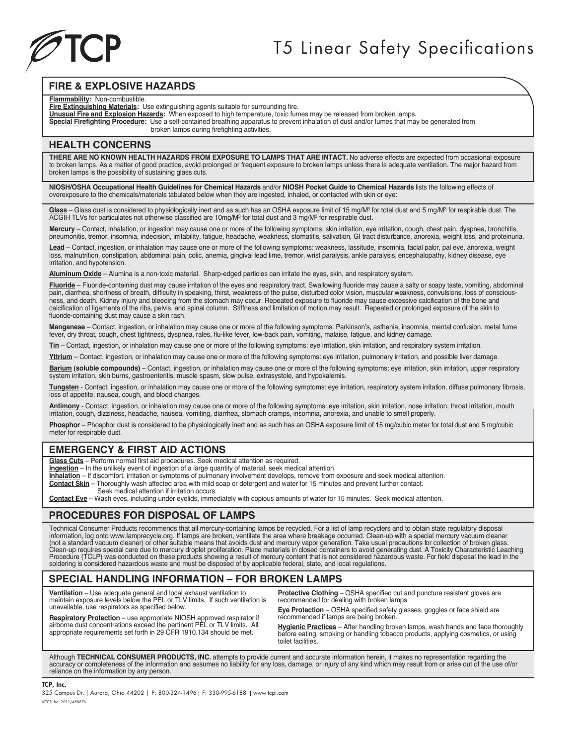# T5 Linear Safety Specifications

## FIRE & EXPLOSIVE HAZARDS

**Flammability:** Non-combustible.
**Fire Extinguishing Materials:** Use extinguishing agents suitable for surrounding fire.
**Unusual Fire and Explosion Hazards:** When exposed to high temperature, toxic fumes may be released from broken lamps.
**Special Firefighting Procedure:** Use a self-contained breathing apparatus to prevent inhalation of dust and/or fumes that may be generated from broken lamps during firefighting activities.

## HEALTH CONCERNS

**THERE ARE NO KNOWN HEALTH HAZARDS FROM EXPOSURE TO LAMPS THAT ARE INTACT.** No adverse effects are expected from occasional exposure to broken lamps. As a matter of good practice, avoid prolonged or frequent exposure to broken lamps unless there is adequate ventilation. The major hazard from broken lamps is the possibility of sustaining glass cuts.

**NIOSH/OSHA Occupational Health Guidelines for Chemical Hazards** and/or **NIOSH Pocket Guide to Chemical Hazards** lists the following effects of overexposure to the chemicals/materials tabulated below when they are ingested, inhaled, or contacted with skin or eye:

**Glass** – Glass dust is considered to physiologically inert and as such has an OSHA exposure limit of 15 mg/M$^3$ for total dust and 5 mg/M$^3$ for respirable dust. The ACGIH TLVs for particulates not otherwise classified are 10mg/M$^3$ for total dust and 3 mg/M$^3$ for respirable dust.

**Mercury** – Contact, inhalation, or ingestion may cause one or more of the following symptoms: skin irritation, eye irritation, cough, chest pain, dyspnea, bronchitis, pneumonitis, tremor, insomnia, indecision, irritability, fatigue, headache, weakness, stomatitis, salivation, GI tract disturbance, anorexia, weight loss, and proteinuria.

**Lead** – Contact, ingestion, or inhalation may cause one or more of the following symptoms: weakness, lassitude, insomnia, facial palor, pal eye, anorexia, weight loss, malnutrition, constipation, abdominal pain, colic, anemia, gingival lead lime, tremor, wrist paralysis, ankle paralysis, encephalopathy, kidney disease, eye irritation, and hypotension.

**Aluminum Oxide** – Alumina is a non-toxic material. Sharp-edged particles can irritate the eyes, skin, and respiratory system.

**Fluoride** – Fluoride-containing dust may cause irritation of the eyes and respiratory tract. Swallowing fluoride may cause a salty or soapy taste, vomiting, abdominal pain, diarrhea, shortness of breath, difficulty in speaking, thirst, weakness of the pulse, disturbed color vision, muscular weakness, convulsions, loss of consciousness, and death. Kidney injury and bleeding from the stomach may occur. Repeated exposure to fluoride may cause excessive calcification of the bone and calcification of ligaments of the ribs, pelvis, and spinal column. Stiffness and limitation of motion may result. Repeated or prolonged exposure of the skin to fluoride-containing dust may cause a skin rash.

**Manganese** – Contact, ingestion, or inhalation may cause one or more of the following symptoms: Parkinson's, asthenia, insomnia, mental confusion, metal fume fever, dry throat, cough, chest tightness, dyspnea, rales, flu-like fever, low-back pain, vomiting, malaise, fatigue, and kidney damage.

**Tin** – Contact, ingestion, or inhalation may cause one or more of the following symptoms: eye irritation, skin irritation, and respiratory system irritation.

**Yttrium** – Contact, ingestion, or inhalation may cause one or more of the following symptoms: eye irritation, pulmonary irritation, and possible liver damage.

**Barium (soluble compounds)** – Contact, ingestion, or inhalation may cause one or more of the following symptoms: eye irritation, skin irritation, upper respiratory system irritation, skin burns, gastroenteritis, muscle spasm, slow pulse, extrasystole, and hypokalemis.

**Tungsten** - Contact, ingestion, or inhalation may cause one or more of the following symptoms: eye irritation, respiratory system irritation, diffuse pulmonary fibrosis, loss of appetite, nausea, cough, and blood changes.

**Antimony** - Contact, ingestion, or inhalation may cause one or more of the following symptoms: eye irritation, skin irritation, nose irritation, throat irritation, mouth irritation, cough, dizziness, headache, nausea, vomiting, diarrhea, stomach cramps, insomnia, anorexia, and unable to smell properly.

**Phosphor** – Phosphor dust is considered to be physiologically inert and as such has an OSHA exposure limit of 15 mg/cubic meter for total dust and 5 mg/cubic meter for respirable dust.

## EMERGENCY & FIRST AID ACTIONS

**Glass Cuts** – Perform normal first aid procedures. Seek medical attention as required.
**Ingestion** – In the unlikely event of ingestion of a large quantity of material, seek medical attention.
**Inhalation** – If discomfort, irritation or symptoms of pulmonary involvement develops, remove from exposure and seek medical attention.
**Contact Skin** – Thoroughly wash affected area with mild soap or detergent and water for 15 minutes and prevent further contact. Seek medical attention if irritation occurs.
**Contact Eye** – Wash eyes, including under eyelids, immediately with copious amounts of water for 15 minutes. Seek medical attention.

## PROCEDURES FOR DISPOSAL OF LAMPS

Technical Consumer Products recommends that all mercury-containing lamps be recycled. For a list of lamp recyclers and to obtain state regulatory disposal information, log onto www.lamprecycle.org. If lamps are broken, ventilate the area where breakage occurred. Clean-up with a special mercury vacuum cleaner (not a standard vacuum cleaner) or other suitable means that avoids dust and mercury vapor generation. Take usual precautions for collection of broken glass. Clean-up requires special care due to mercury droplet proliferation. Place materials in closed containers to avoid generating dust. A Toxicity Characteristic Leaching Procedure (TCLP) was conducted on these products showing a result of mercury content that is not considered hazardous waste. For field disposal the lead in the soldering is considered hazardous waste and must be disposed of by applicable federal, state, and local regulations.

## SPECIAL HANDLING INFORMATION – FOR BROKEN LAMPS

**Ventilation** – Use adequate general and local exhaust ventilation to maintain exposure levels below the PEL or TLV limits. If such ventilation is unavailable, use respirators as specified below.

**Respiratory Protection** – use appropriate NIOSH approved respirator if airborne dust concentrations exceed the pertinent PEL or TLV limits. All appropriate requirements set forth in 29 CFR 1910.134 should be met.

**Protective Clothing** – OSHA specified cut and puncture resistant gloves are recommended for dealing with broken lamps.

**Eye Protection** – OSHA specified safety glasses, goggles or face shield are recommended if lamps are being broken.

**Hygienic Practices** – After handling broken lamps, wash hands and face thoroughly before eating, smoking or handling tobacco products, applying cosmetics, or using toilet facilities.

Although **TECHNICAL CONSUMER PRODUCTS, INC.** attempts to provide current and accurate information herein, it makes no representation regarding the accuracy or completeness of the information and assumes no liability for any loss, damage, or injury of any kind which may result from or arise out of the use of/or reliance on the information by any person.

**TCP, Inc.**
325 Campus Dr. | Aurora, Ohio 44202 | P: 800-324-1496 | F: 330-995-6188 | www.tcpi.com
©TCP, Inc. 2011/45887b